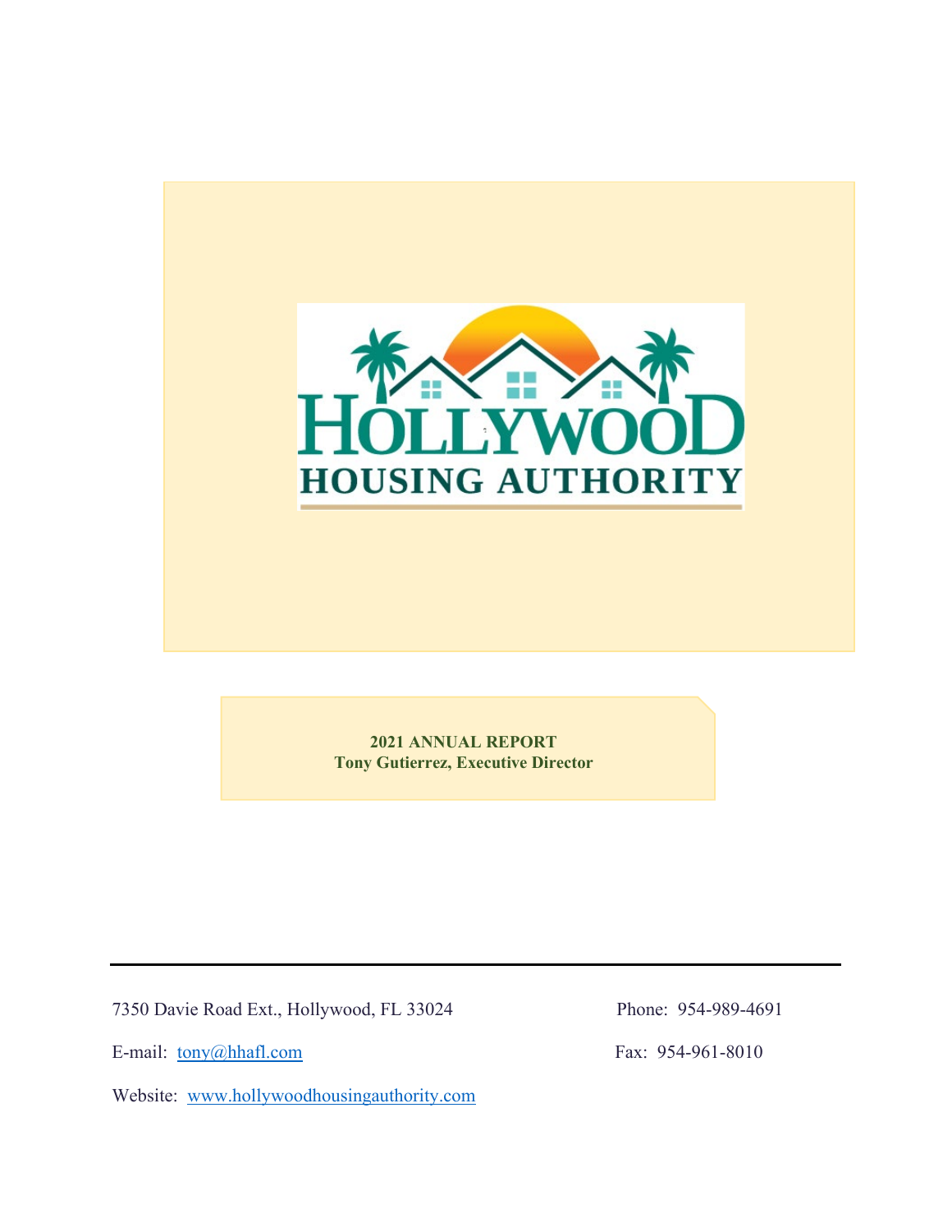# HOLLYWOOD HOUSING AUTHORITY

**2021 ANNUAL REPORT**
**Tony Gutierrez, Executive Director**

---

7350 Davie Road Ext., Hollywood, FL 33024 Phone: 954-989-4691

E-mail: tony@hhafl.com Fax: 954-961-8010

Website: www.hollywoodhousingauthority.com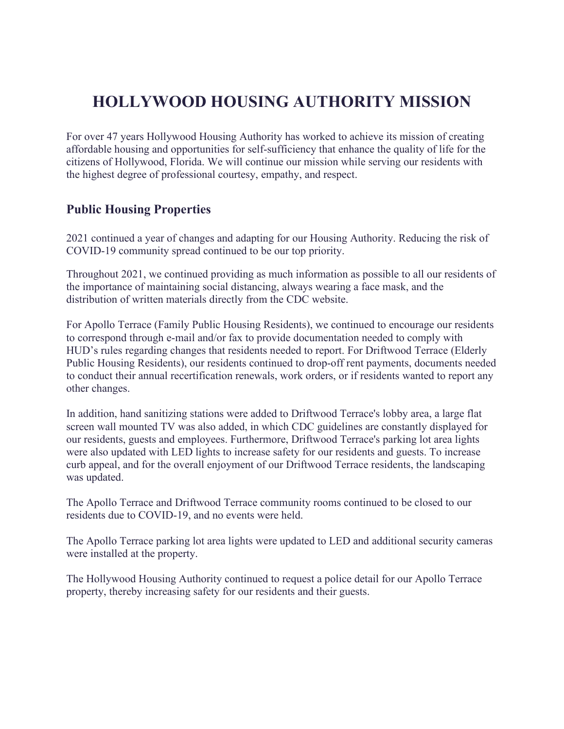# HOLLYWOOD HOUSING AUTHORITY MISSION

For over 47 years Hollywood Housing Authority has worked to achieve its mission of creating affordable housing and opportunities for self-sufficiency that enhance the quality of life for the citizens of Hollywood, Florida. We will continue our mission while serving our residents with the highest degree of professional courtesy, empathy, and respect.

## Public Housing Properties

2021 continued a year of changes and adapting for our Housing Authority. Reducing the risk of COVID-19 community spread continued to be our top priority.

Throughout 2021, we continued providing as much information as possible to all our residents of the importance of maintaining social distancing, always wearing a face mask, and the distribution of written materials directly from the CDC website.

For Apollo Terrace (Family Public Housing Residents), we continued to encourage our residents to correspond through e-mail and/or fax to provide documentation needed to comply with HUD's rules regarding changes that residents needed to report. For Driftwood Terrace (Elderly Public Housing Residents), our residents continued to drop-off rent payments, documents needed to conduct their annual recertification renewals, work orders, or if residents wanted to report any other changes.

In addition, hand sanitizing stations were added to Driftwood Terrace's lobby area, a large flat screen wall mounted TV was also added, in which CDC guidelines are constantly displayed for our residents, guests and employees. Furthermore, Driftwood Terrace's parking lot area lights were also updated with LED lights to increase safety for our residents and guests. To increase curb appeal, and for the overall enjoyment of our Driftwood Terrace residents, the landscaping was updated.

The Apollo Terrace and Driftwood Terrace community rooms continued to be closed to our residents due to COVID-19, and no events were held.

The Apollo Terrace parking lot area lights were updated to LED and additional security cameras were installed at the property.

The Hollywood Housing Authority continued to request a police detail for our Apollo Terrace property, thereby increasing safety for our residents and their guests.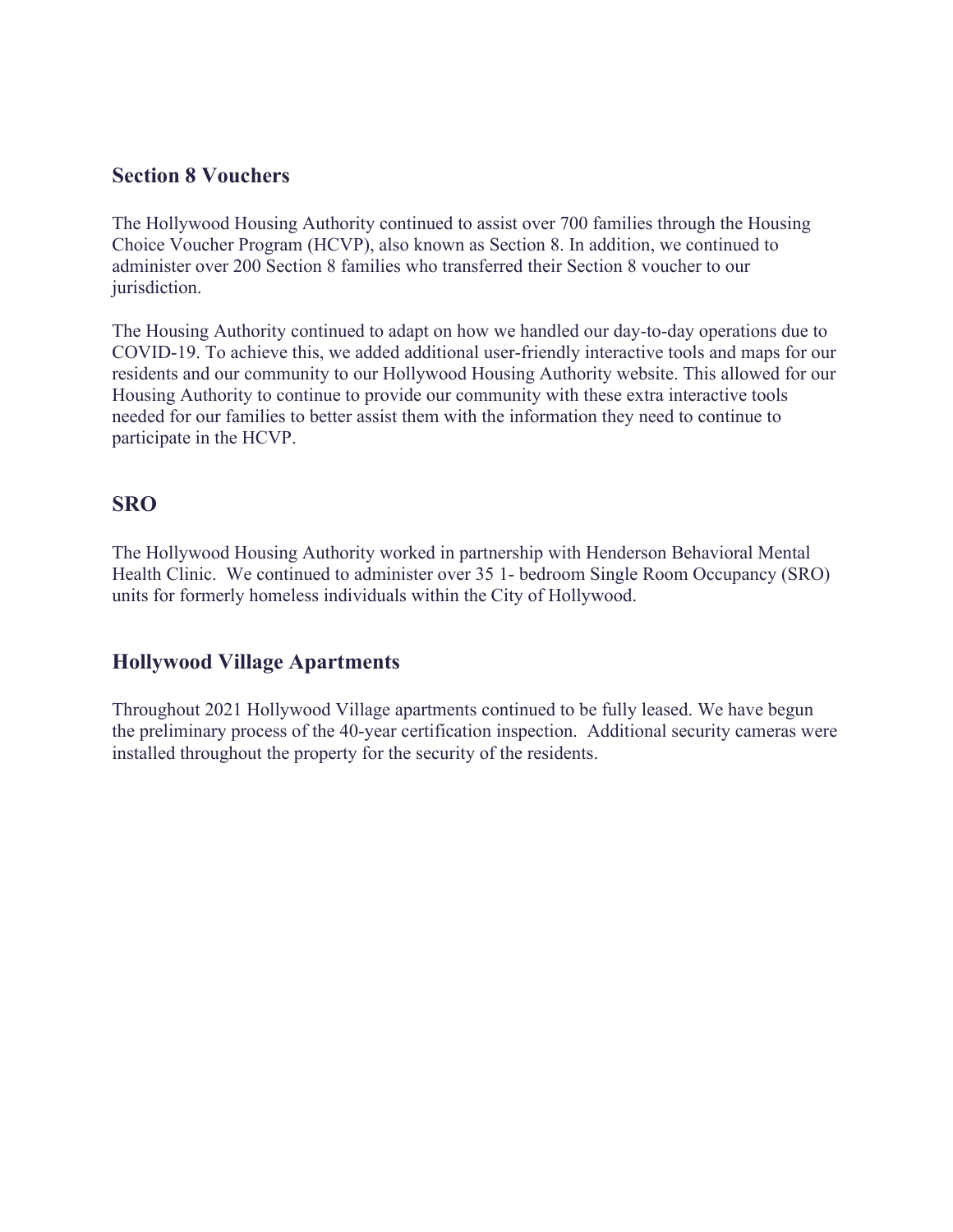## Section 8 Vouchers

The Hollywood Housing Authority continued to assist over 700 families through the Housing Choice Voucher Program (HCVP), also known as Section 8. In addition, we continued to administer over 200 Section 8 families who transferred their Section 8 voucher to our jurisdiction.

The Housing Authority continued to adapt on how we handled our day-to-day operations due to COVID-19. To achieve this, we added additional user-friendly interactive tools and maps for our residents and our community to our Hollywood Housing Authority website. This allowed for our Housing Authority to continue to provide our community with these extra interactive tools needed for our families to better assist them with the information they need to continue to participate in the HCVP.

## SRO

The Hollywood Housing Authority worked in partnership with Henderson Behavioral Mental Health Clinic. We continued to administer over 35 1- bedroom Single Room Occupancy (SRO) units for formerly homeless individuals within the City of Hollywood.

## Hollywood Village Apartments

Throughout 2021 Hollywood Village apartments continued to be fully leased. We have begun the preliminary process of the 40-year certification inspection. Additional security cameras were installed throughout the property for the security of the residents.